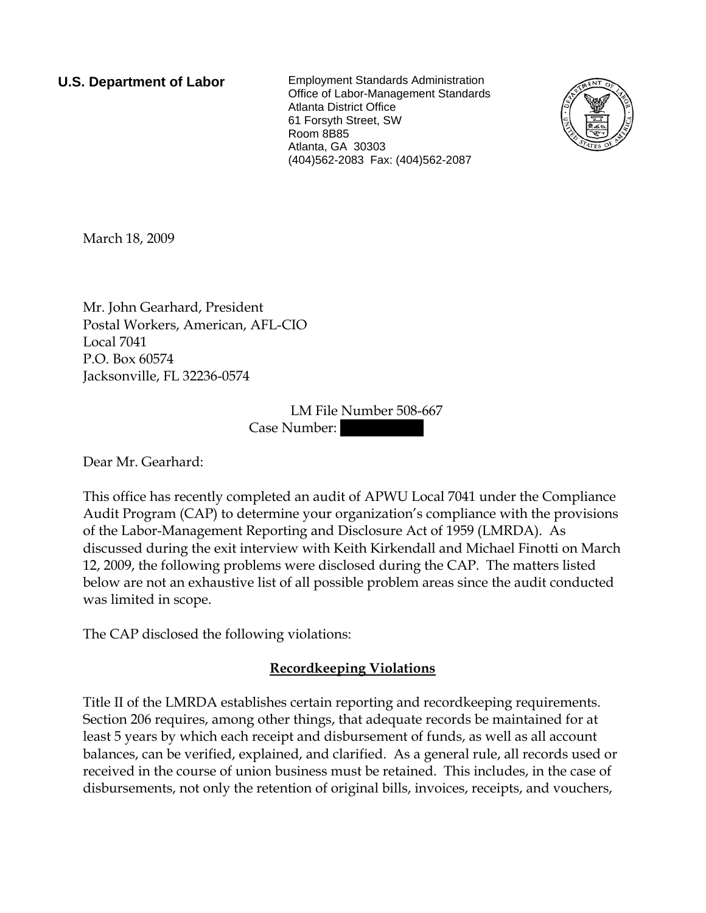**U.S. Department of Labor**

Employment Standards Administration
Office of Labor-Management Standards
Atlanta District Office
61 Forsyth Street, SW
Room 8B85
Atlanta, GA 30303
(404)562-2083 Fax: (404)562-2087

March 18, 2009

Mr. John Gearhard, President
Postal Workers, American, AFL-CIO
Local 7041
P.O. Box 60574
Jacksonville, FL 32236-0574

LM File Number 508-667
Case Number: [REDACTED]

Dear Mr. Gearhard:

This office has recently completed an audit of APWU Local 7041 under the Compliance Audit Program (CAP) to determine your organization's compliance with the provisions of the Labor-Management Reporting and Disclosure Act of 1959 (LMRDA). As discussed during the exit interview with Keith Kirkendall and Michael Finotti on March 12, 2009, the following problems were disclosed during the CAP. The matters listed below are not an exhaustive list of all possible problem areas since the audit conducted was limited in scope.

The CAP disclosed the following violations:

## Recordkeeping Violations

Title II of the LMRDA establishes certain reporting and recordkeeping requirements. Section 206 requires, among other things, that adequate records be maintained for at least 5 years by which each receipt and disbursement of funds, as well as all account balances, can be verified, explained, and clarified. As a general rule, all records used or received in the course of union business must be retained. This includes, in the case of disbursements, not only the retention of original bills, invoices, receipts, and vouchers,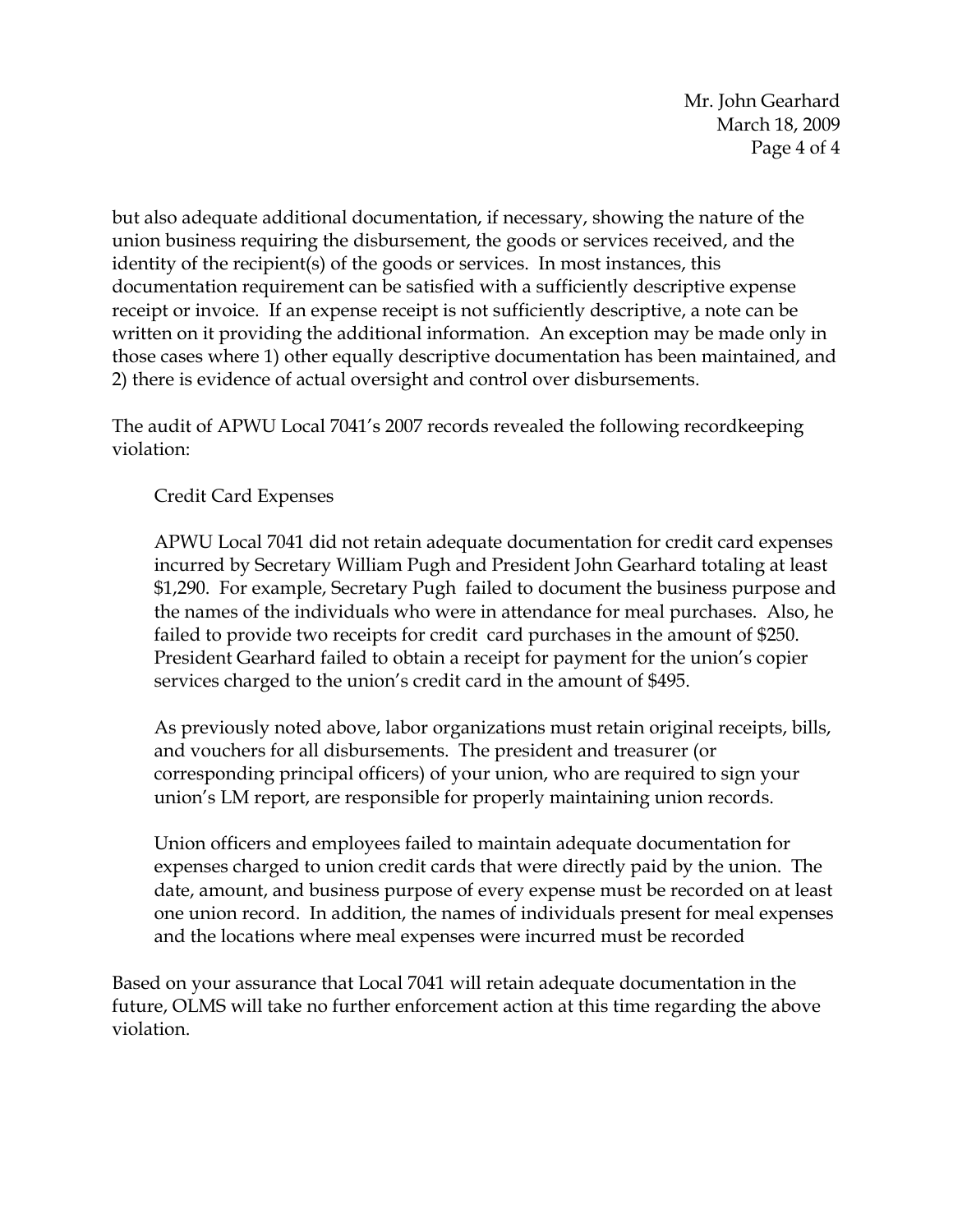but also adequate additional documentation, if necessary, showing the nature of the union business requiring the disbursement, the goods or services received, and the identity of the recipient(s) of the goods or services. In most instances, this documentation requirement can be satisfied with a sufficiently descriptive expense receipt or invoice. If an expense receipt is not sufficiently descriptive, a note can be written on it providing the additional information. An exception may be made only in those cases where 1) other equally descriptive documentation has been maintained, and 2) there is evidence of actual oversight and control over disbursements.

The audit of APWU Local 7041's 2007 records revealed the following recordkeeping violation:

Credit Card Expenses

APWU Local 7041 did not retain adequate documentation for credit card expenses incurred by Secretary William Pugh and President John Gearhard totaling at least $1,290. For example, Secretary Pugh failed to document the business purpose and the names of the individuals who were in attendance for meal purchases. Also, he failed to provide two receipts for credit card purchases in the amount of $250. President Gearhard failed to obtain a receipt for payment for the union's copier services charged to the union's credit card in the amount of $495.

As previously noted above, labor organizations must retain original receipts, bills, and vouchers for all disbursements. The president and treasurer (or corresponding principal officers) of your union, who are required to sign your union's LM report, are responsible for properly maintaining union records.

Union officers and employees failed to maintain adequate documentation for expenses charged to union credit cards that were directly paid by the union. The date, amount, and business purpose of every expense must be recorded on at least one union record. In addition, the names of individuals present for meal expenses and the locations where meal expenses were incurred must be recorded

Based on your assurance that Local 7041 will retain adequate documentation in the future, OLMS will take no further enforcement action at this time regarding the above violation.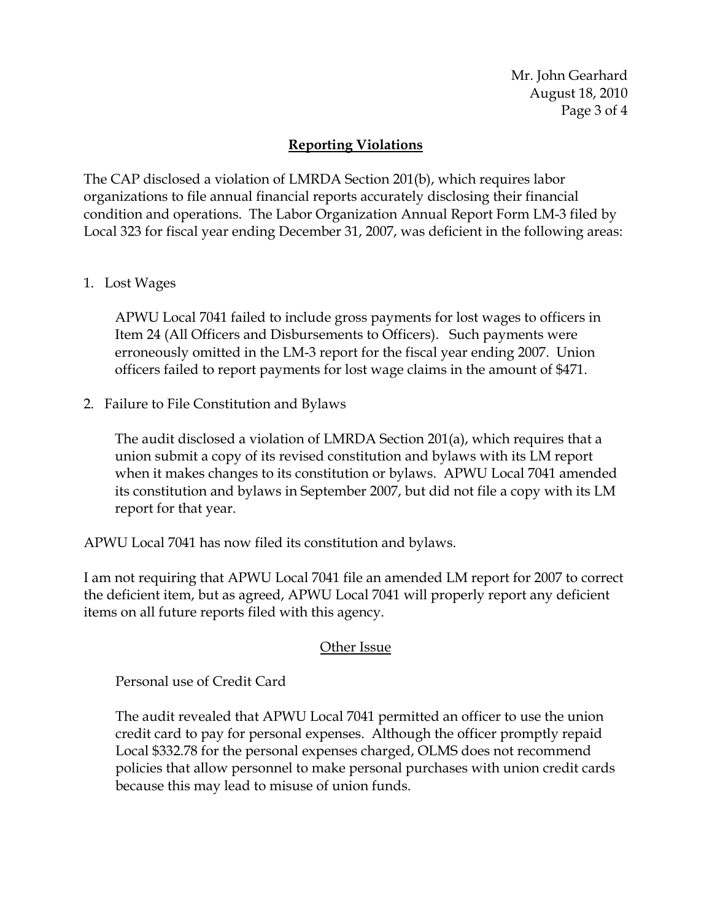## Reporting Violations

The CAP disclosed a violation of LMRDA Section 201(b), which requires labor organizations to file annual financial reports accurately disclosing their financial condition and operations. The Labor Organization Annual Report Form LM-3 filed by Local 323 for fiscal year ending December 31, 2007, was deficient in the following areas:

1. Lost Wages

   APWU Local 7041 failed to include gross payments for lost wages to officers in Item 24 (All Officers and Disbursements to Officers). Such payments were erroneously omitted in the LM-3 report for the fiscal year ending 2007. Union officers failed to report payments for lost wage claims in the amount of $471.

2. Failure to File Constitution and Bylaws

   The audit disclosed a violation of LMRDA Section 201(a), which requires that a union submit a copy of its revised constitution and bylaws with its LM report when it makes changes to its constitution or bylaws. APWU Local 7041 amended its constitution and bylaws in September 2007, but did not file a copy with its LM report for that year.

APWU Local 7041 has now filed its constitution and bylaws.

I am not requiring that APWU Local 7041 file an amended LM report for 2007 to correct the deficient item, but as agreed, APWU Local 7041 will properly report any deficient items on all future reports filed with this agency.

## Other Issue

Personal use of Credit Card

The audit revealed that APWU Local 7041 permitted an officer to use the union credit card to pay for personal expenses. Although the officer promptly repaid Local $332.78 for the personal expenses charged, OLMS does not recommend policies that allow personnel to make personal purchases with union credit cards because this may lead to misuse of union funds.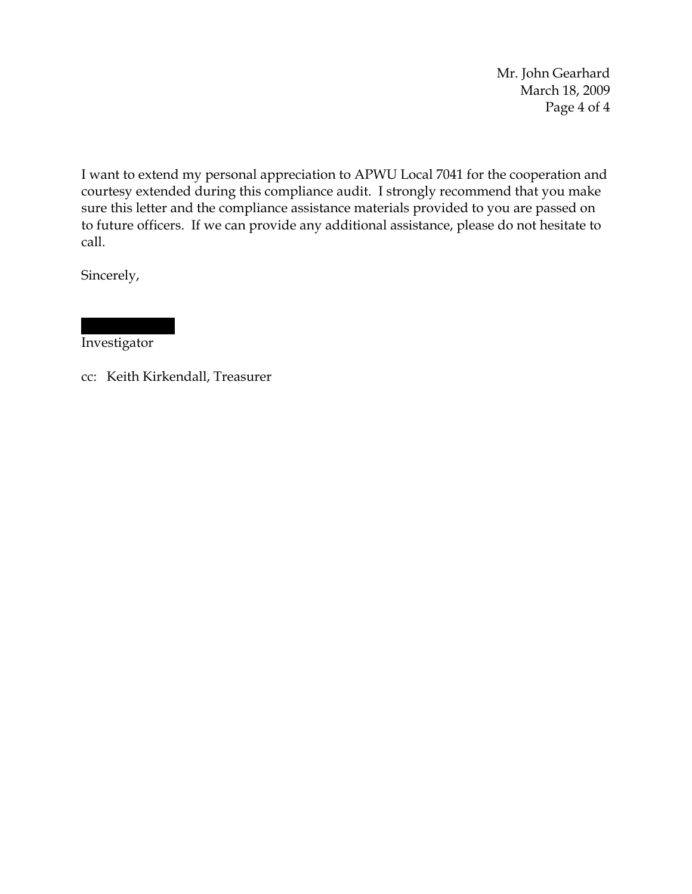I want to extend my personal appreciation to APWU Local 7041 for the cooperation and courtesy extended during this compliance audit. I strongly recommend that you make sure this letter and the compliance assistance materials provided to you are passed on to future officers. If we can provide any additional assistance, please do not hesitate to call.

Sincerely,

Investigator

cc: Keith Kirkendall, Treasurer